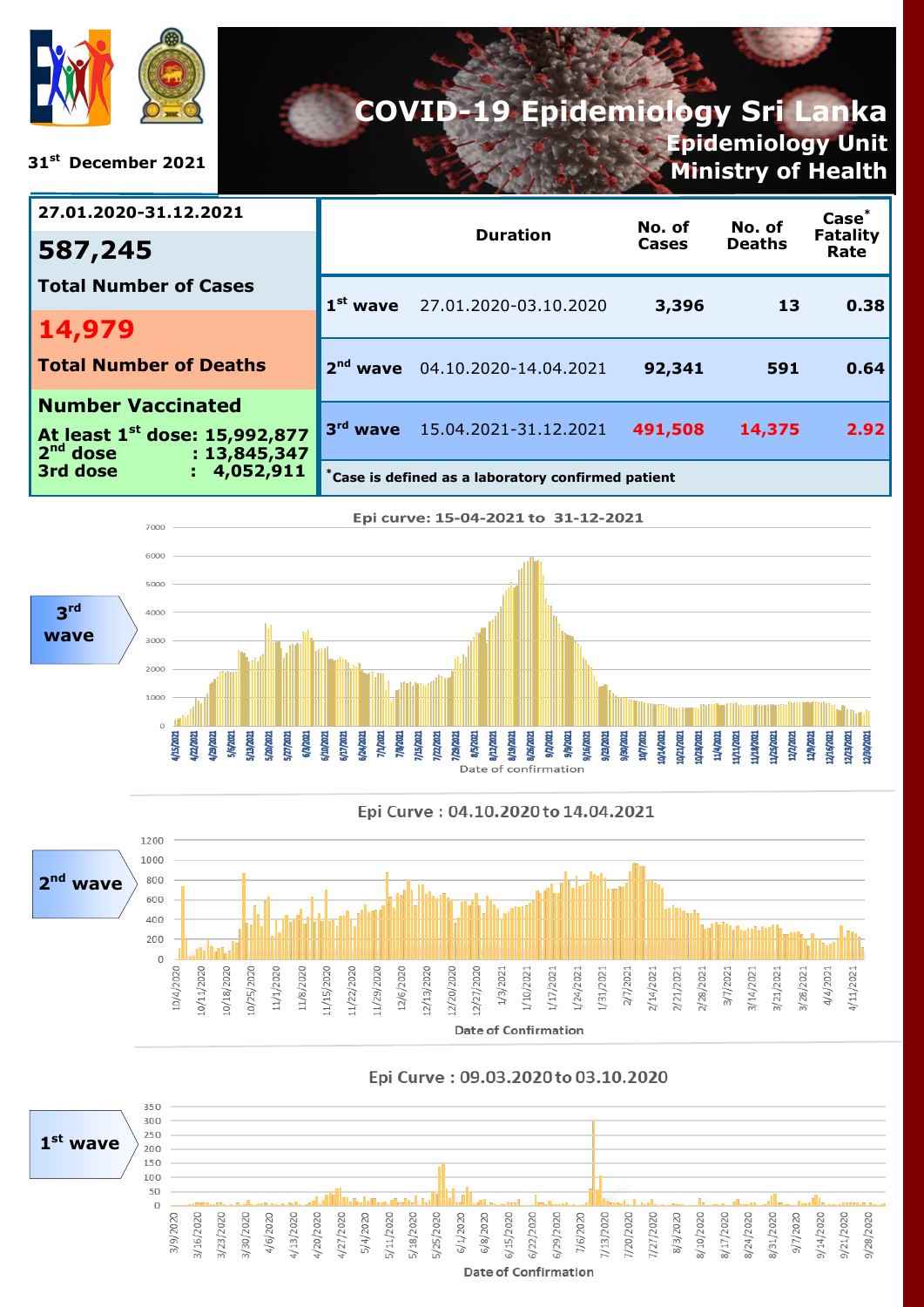31st December 2021

# COVID-19 Epidemiology Sri Lanka

## Epidemiology Unit
## Ministry of Health

**27.01.2020-31.12.2021**

**587,245**

**Total Number of Cases**

**14,979**

**Total Number of Deaths**

**Number Vaccinated**

**At least 1st dose: 15,992,877**
**2nd dose : 13,845,347**
**3rd dose : 4,052,911**

| | Duration | No. of Cases | No. of Deaths | Case* Fatality Rate |
|---|---|---|---|---|
| **1st wave** | 27.01.2020-03.10.2020 | **3,396** | **13** | **0.38** |
| **2nd wave** | 04.10.2020-14.04.2021 | **92,341** | **591** | **0.64** |
| **3rd wave** | 15.04.2021-31.12.2021 | **491,508** | **14,375** | **2.92** |

*Case is defined as a laboratory confirmed patient

**3rd wave**

Epi curve: 15-04-2021 to 31-12-2021

Date of confirmation

**2nd wave**

Epi Curve : 04.10.2020 to 14.04.2021

Date of Confirmation

**1st wave**

Epi Curve : 09.03.2020 to 03.10.2020

Date of Confirmation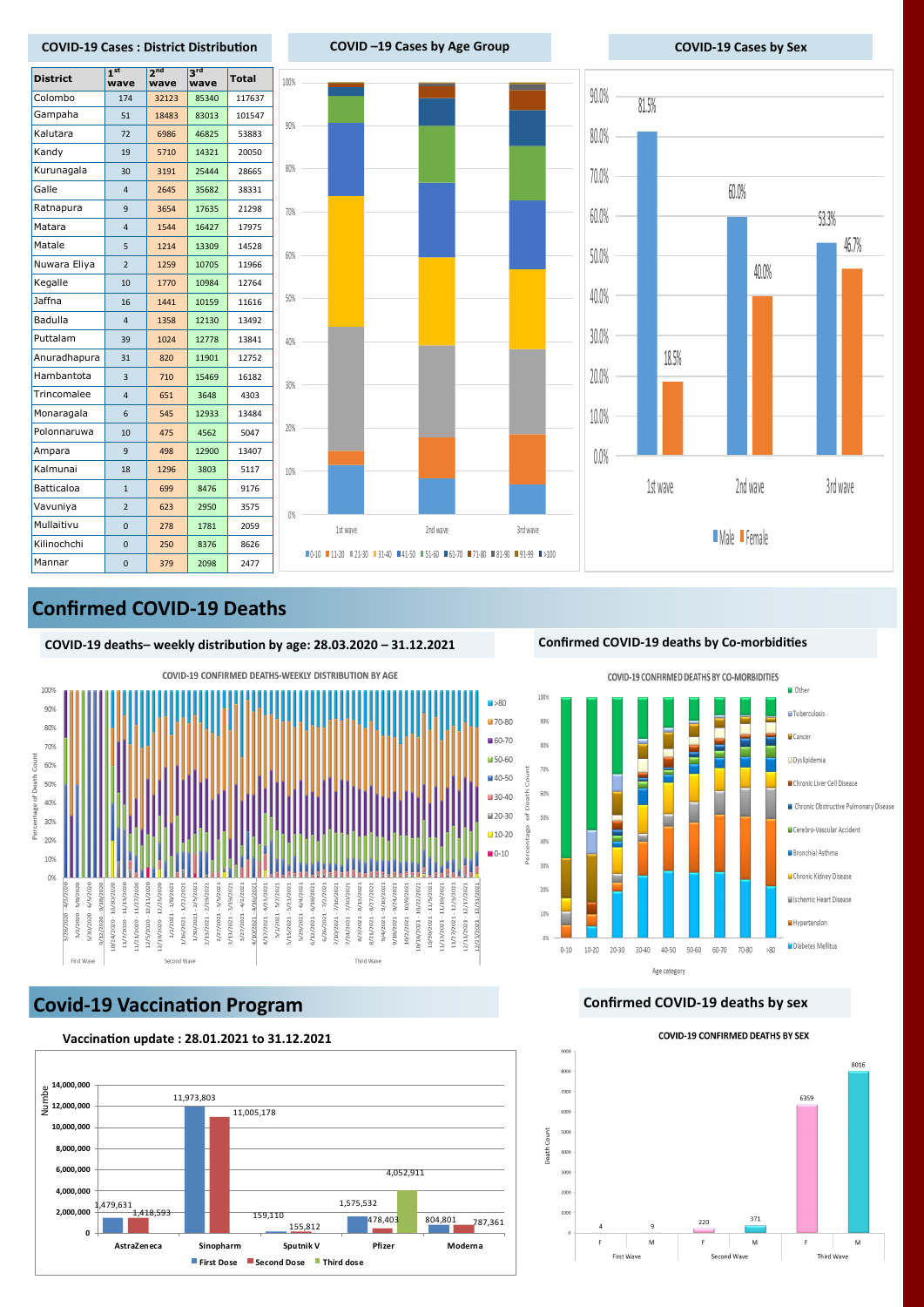## COVID-19 Cases : District Distribution

| District | 1st wave | 2nd wave | 3rd wave | Total |
|---|---|---|---|---|
| Colombo | 174 | 32123 | 85340 | 117637 |
| Gampaha | 51 | 18483 | 83013 | 101547 |
| Kalutara | 72 | 6986 | 46825 | 53883 |
| Kandy | 19 | 5710 | 14321 | 20050 |
| Kurunagala | 30 | 3191 | 25444 | 28665 |
| Galle | 4 | 2645 | 35682 | 38331 |
| Ratnapura | 9 | 3654 | 17635 | 21298 |
| Matara | 4 | 1544 | 16427 | 17975 |
| Matale | 5 | 1214 | 13309 | 14528 |
| Nuwara Eliya | 2 | 1259 | 10705 | 11966 |
| Kegalle | 10 | 1770 | 10984 | 12764 |
| Jaffna | 16 | 1441 | 10159 | 11616 |
| Badulla | 4 | 1358 | 12130 | 13492 |
| Puttalam | 39 | 1024 | 12778 | 13841 |
| Anuradhapura | 31 | 820 | 11901 | 12752 |
| Hambantota | 3 | 710 | 15469 | 16182 |
| Trincomalee | 4 | 651 | 3648 | 4303 |
| Monaragala | 6 | 545 | 12933 | 13484 |
| Polonnaruwa | 10 | 475 | 4562 | 5047 |
| Ampara | 9 | 498 | 12900 | 13407 |
| Kalmunai | 18 | 1296 | 3803 | 5117 |
| Batticaloa | 1 | 699 | 8476 | 9176 |
| Vavuniya | 2 | 623 | 2950 | 3575 |
| Mullaitivu | 0 | 278 | 1781 | 2059 |
| Kilinochchi | 0 | 250 | 8376 | 8626 |
| Mannar | 0 | 379 | 2098 | 2477 |

## COVID –19 Cases by Age Group

1st wave 2nd wave 3rd wave

0-10 11-20 21-30 31-40 41-50 51-60 61-70 71-80 81-90 91-99 >100

## COVID-19 Cases by Sex

1st wave: 81.5% 18.5%

2nd wave: 60.0% 40.0%

3rd wave: 53.3% 46.7%

Male Female

# Confirmed COVID-19 Deaths

## COVID-19 deaths– weekly distribution by age: 28.03.2020 – 31.12.2021

COVID-19 CONFIRMED DEATHS-WEEKLY DISTRIBUTION BY AGE

Percentage of Death Count

>80 70-80 60-70 50-60 40-50 30-40 20-30 10-20 0-10

First Wave Second Wave Third Wave

## Confirmed COVID-19 deaths by Co-morbidities

COVID-19 CONFIRMED DEATHS BY CO-MORBIDITIES

Other, Tuberculosis, Cancer, Dyslipidemia, Chronic Liver Cell Disease, Chronic Obstructive Pulmonary Disease, Cerebro-Vascular Accident, Bronchial Asthma, Chronic Kidney Disease, Ischemic Heart Disease, Hypertension, Diabetes Mellitus

0-10 10-20 20-30 30-40 40-50 50-60 60-70 70-80 >80

Age category

# Covid-19 Vaccination Program

## Vaccination update : 28.01.2021 to 31.12.2021

AstraZeneca: 1,479,631 1,418,593

Sinopharm: 11,973,803 11,005,178

Sputnik V: 159,110 155,812

Pfizer: 1,575,532 478,403 4,052,911

Moderna: 804,801 787,361

First Dose Second Dose Third dose

## Confirmed COVID-19 deaths by sex

COVID-19 CONFIRMED DEATHS BY SEX

First Wave: F 4, M 9

Second Wave: F 220, M 371

Third Wave: F 6359, M 8016

Death Count